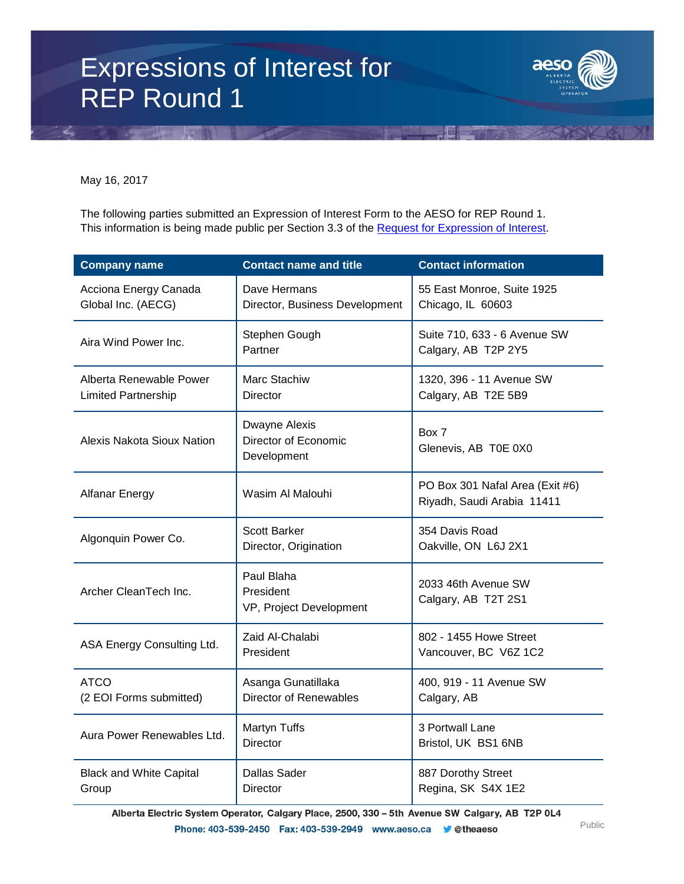# Expressions of Interest for REP Round 1

May 16, 2017

The following parties submitted an Expression of Interest Form to the AESO for REP Round 1. This information is being made public per Section 3.3 of the Request for Expression of Interest.

| Company name | Contact name and title | Contact information |
|---|---|---|
| Acciona Energy Canada Global Inc. (AECG) | Dave Hermans<br>Director, Business Development | 55 East Monroe, Suite 1925<br>Chicago, IL 60603 |
| Aira Wind Power Inc. | Stephen Gough<br>Partner | Suite 710, 633 - 6 Avenue SW<br>Calgary, AB T2P 2Y5 |
| Alberta Renewable Power Limited Partnership | Marc Stachiw<br>Director | 1320, 396 - 11 Avenue SW<br>Calgary, AB T2E 5B9 |
| Alexis Nakota Sioux Nation | Dwayne Alexis<br>Director of Economic Development | Box 7<br>Glenevis, AB T0E 0X0 |
| Alfanar Energy | Wasim Al Malouhi | PO Box 301 Nafal Area (Exit #6)<br>Riyadh, Saudi Arabia 11411 |
| Algonquin Power Co. | Scott Barker<br>Director, Origination | 354 Davis Road<br>Oakville, ON L6J 2X1 |
| Archer CleanTech Inc. | Paul Blaha<br>President<br>VP, Project Development | 2033 46th Avenue SW<br>Calgary, AB T2T 2S1 |
| ASA Energy Consulting Ltd. | Zaid Al-Chalabi<br>President | 802 - 1455 Howe Street<br>Vancouver, BC V6Z 1C2 |
| ATCO<br>(2 EOI Forms submitted) | Asanga Gunatillaka<br>Director of Renewables | 400, 919 - 11 Avenue SW<br>Calgary, AB |
| Aura Power Renewables Ltd. | Martyn Tuffs<br>Director | 3 Portwall Lane<br>Bristol, UK BS1 6NB |
| Black and White Capital Group | Dallas Sader<br>Director | 887 Dorothy Street<br>Regina, SK S4X 1E2 |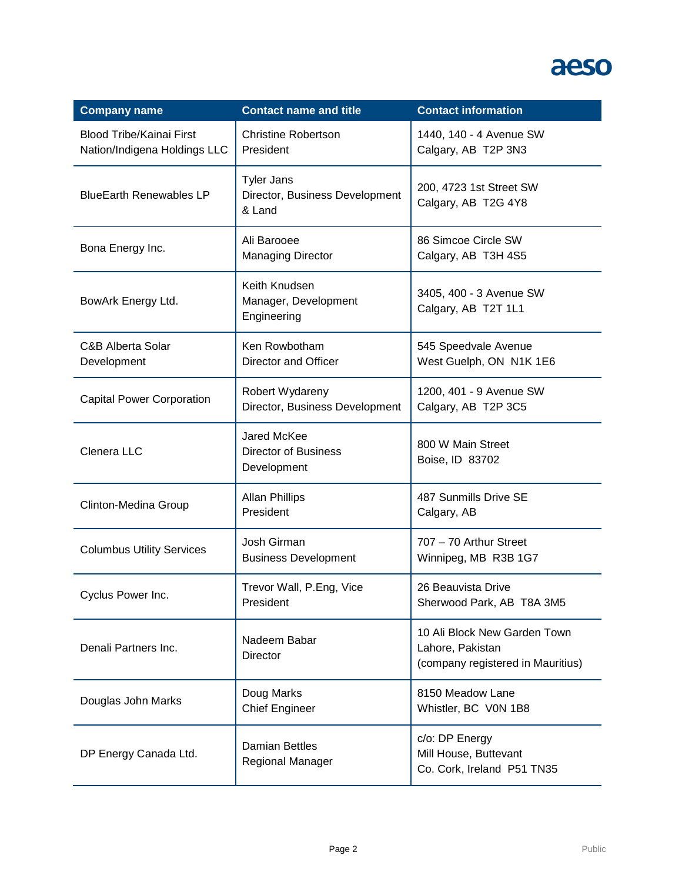| Company name | Contact name and title | Contact information |
|---|---|---|
| Blood Tribe/Kainai First Nation/Indigena Holdings LLC | Christine Robertson<br>President | 1440, 140 - 4 Avenue SW<br>Calgary, AB T2P 3N3 |
| BlueEarth Renewables LP | Tyler Jans<br>Director, Business Development & Land | 200, 4723 1st Street SW<br>Calgary, AB T2G 4Y8 |
| Bona Energy Inc. | Ali Barooee<br>Managing Director | 86 Simcoe Circle SW<br>Calgary, AB T3H 4S5 |
| BowArk Energy Ltd. | Keith Knudsen<br>Manager, Development Engineering | 3405, 400 - 3 Avenue SW<br>Calgary, AB T2T 1L1 |
| C&B Alberta Solar Development | Ken Rowbotham<br>Director and Officer | 545 Speedvale Avenue<br>West Guelph, ON N1K 1E6 |
| Capital Power Corporation | Robert Wydareny<br>Director, Business Development | 1200, 401 - 9 Avenue SW<br>Calgary, AB T2P 3C5 |
| Clenera LLC | Jared McKee<br>Director of Business Development | 800 W Main Street<br>Boise, ID 83702 |
| Clinton-Medina Group | Allan Phillips<br>President | 487 Sunmills Drive SE<br>Calgary, AB |
| Columbus Utility Services | Josh Girman<br>Business Development | 707 – 70 Arthur Street<br>Winnipeg, MB R3B 1G7 |
| Cyclus Power Inc. | Trevor Wall, P.Eng, Vice President | 26 Beauvista Drive<br>Sherwood Park, AB T8A 3M5 |
| Denali Partners Inc. | Nadeem Babar<br>Director | 10 Ali Block New Garden Town<br>Lahore, Pakistan<br>(company registered in Mauritius) |
| Douglas John Marks | Doug Marks<br>Chief Engineer | 8150 Meadow Lane<br>Whistler, BC V0N 1B8 |
| DP Energy Canada Ltd. | Damian Bettles<br>Regional Manager | c/o: DP Energy<br>Mill House, Buttevant<br>Co. Cork, Ireland P51 TN35 |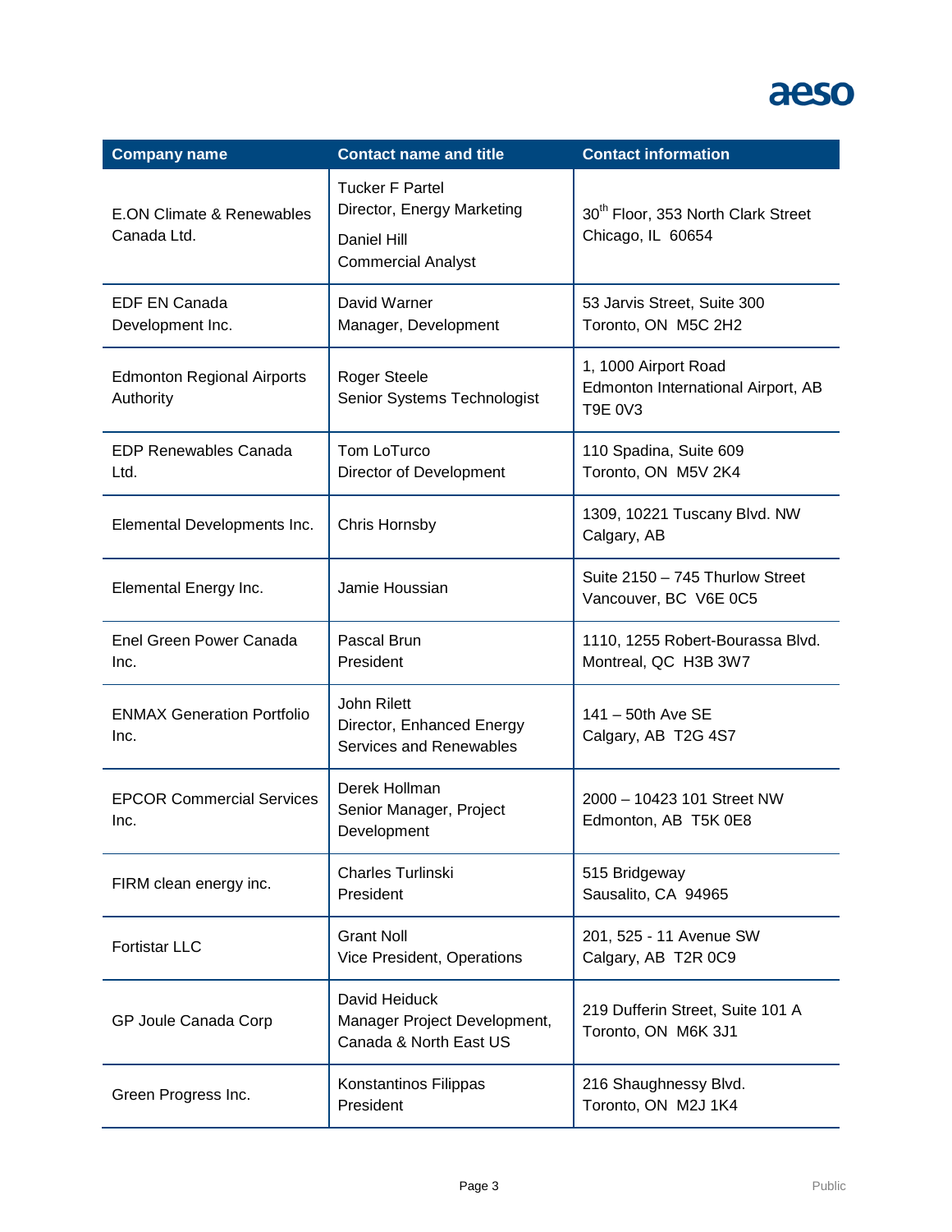| Company name | Contact name and title | Contact information |
| --- | --- | --- |
| E.ON Climate & Renewables Canada Ltd. | Tucker F Partel<br>Director, Energy Marketing<br>Daniel Hill<br>Commercial Analyst | 30th Floor, 353 North Clark Street<br>Chicago, IL 60654 |
| EDF EN Canada Development Inc. | David Warner<br>Manager, Development | 53 Jarvis Street, Suite 300<br>Toronto, ON M5C 2H2 |
| Edmonton Regional Airports Authority | Roger Steele<br>Senior Systems Technologist | 1, 1000 Airport Road<br>Edmonton International Airport, AB T9E 0V3 |
| EDP Renewables Canada Ltd. | Tom LoTurco<br>Director of Development | 110 Spadina, Suite 609<br>Toronto, ON M5V 2K4 |
| Elemental Developments Inc. | Chris Hornsby | 1309, 10221 Tuscany Blvd. NW<br>Calgary, AB |
| Elemental Energy Inc. | Jamie Houssian | Suite 2150 – 745 Thurlow Street<br>Vancouver, BC V6E 0C5 |
| Enel Green Power Canada Inc. | Pascal Brun<br>President | 1110, 1255 Robert-Bourassa Blvd.<br>Montreal, QC H3B 3W7 |
| ENMAX Generation Portfolio Inc. | John Rilett<br>Director, Enhanced Energy Services and Renewables | 141 – 50th Ave SE<br>Calgary, AB T2G 4S7 |
| EPCOR Commercial Services Inc. | Derek Hollman<br>Senior Manager, Project Development | 2000 – 10423 101 Street NW<br>Edmonton, AB T5K 0E8 |
| FIRM clean energy inc. | Charles Turlinski<br>President | 515 Bridgeway<br>Sausalito, CA 94965 |
| Fortistar LLC | Grant Noll<br>Vice President, Operations | 201, 525 - 11 Avenue SW<br>Calgary, AB T2R 0C9 |
| GP Joule Canada Corp | David Heiduck<br>Manager Project Development, Canada & North East US | 219 Dufferin Street, Suite 101 A<br>Toronto, ON M6K 3J1 |
| Green Progress Inc. | Konstantinos Filippas<br>President | 216 Shaughnessy Blvd.<br>Toronto, ON M2J 1K4 |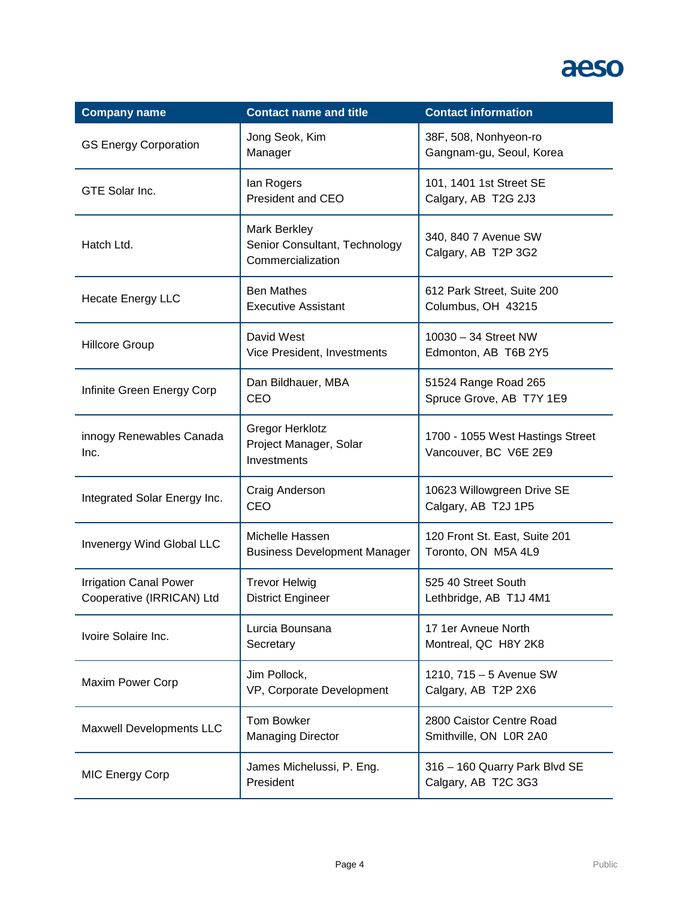| Company name | Contact name and title | Contact information |
|---|---|---|
| GS Energy Corporation | Jong Seok, Kim<br>Manager | 38F, 508, Nonhyeon-ro<br>Gangnam-gu, Seoul, Korea |
| GTE Solar Inc. | Ian Rogers<br>President and CEO | 101, 1401 1st Street SE<br>Calgary, AB  T2G 2J3 |
| Hatch Ltd. | Mark Berkley<br>Senior Consultant, Technology Commercialization | 340, 840 7 Avenue SW<br>Calgary, AB  T2P 3G2 |
| Hecate Energy LLC | Ben Mathes<br>Executive Assistant | 612 Park Street, Suite 200<br>Columbus, OH  43215 |
| Hillcore Group | David West<br>Vice President, Investments | 10030 – 34 Street NW<br>Edmonton, AB  T6B 2Y5 |
| Infinite Green Energy Corp | Dan Bildhauer, MBA<br>CEO | 51524 Range Road 265<br>Spruce Grove, AB  T7Y 1E9 |
| innogy Renewables Canada Inc. | Gregor Herklotz<br>Project Manager, Solar Investments | 1700 - 1055 West Hastings Street<br>Vancouver, BC  V6E 2E9 |
| Integrated Solar Energy Inc. | Craig Anderson<br>CEO | 10623 Willowgreen Drive SE<br>Calgary, AB  T2J 1P5 |
| Invenergy Wind Global LLC | Michelle Hassen<br>Business Development Manager | 120 Front St. East, Suite 201<br>Toronto, ON  M5A 4L9 |
| Irrigation Canal Power Cooperative (IRRICAN) Ltd | Trevor Helwig<br>District Engineer | 525 40 Street South<br>Lethbridge, AB  T1J 4M1 |
| Ivoire Solaire Inc. | Lurcia Bounsana<br>Secretary | 17 1er Avneue North<br>Montreal, QC  H8Y 2K8 |
| Maxim Power Corp | Jim Pollock,<br>VP, Corporate Development | 1210, 715 – 5 Avenue SW<br>Calgary, AB  T2P 2X6 |
| Maxwell Developments LLC | Tom Bowker<br>Managing Director | 2800 Caistor Centre Road<br>Smithville, ON  L0R 2A0 |
| MIC Energy Corp | James Michelussi, P. Eng.<br>President | 316 – 160 Quarry Park Blvd SE<br>Calgary, AB  T2C 3G3 |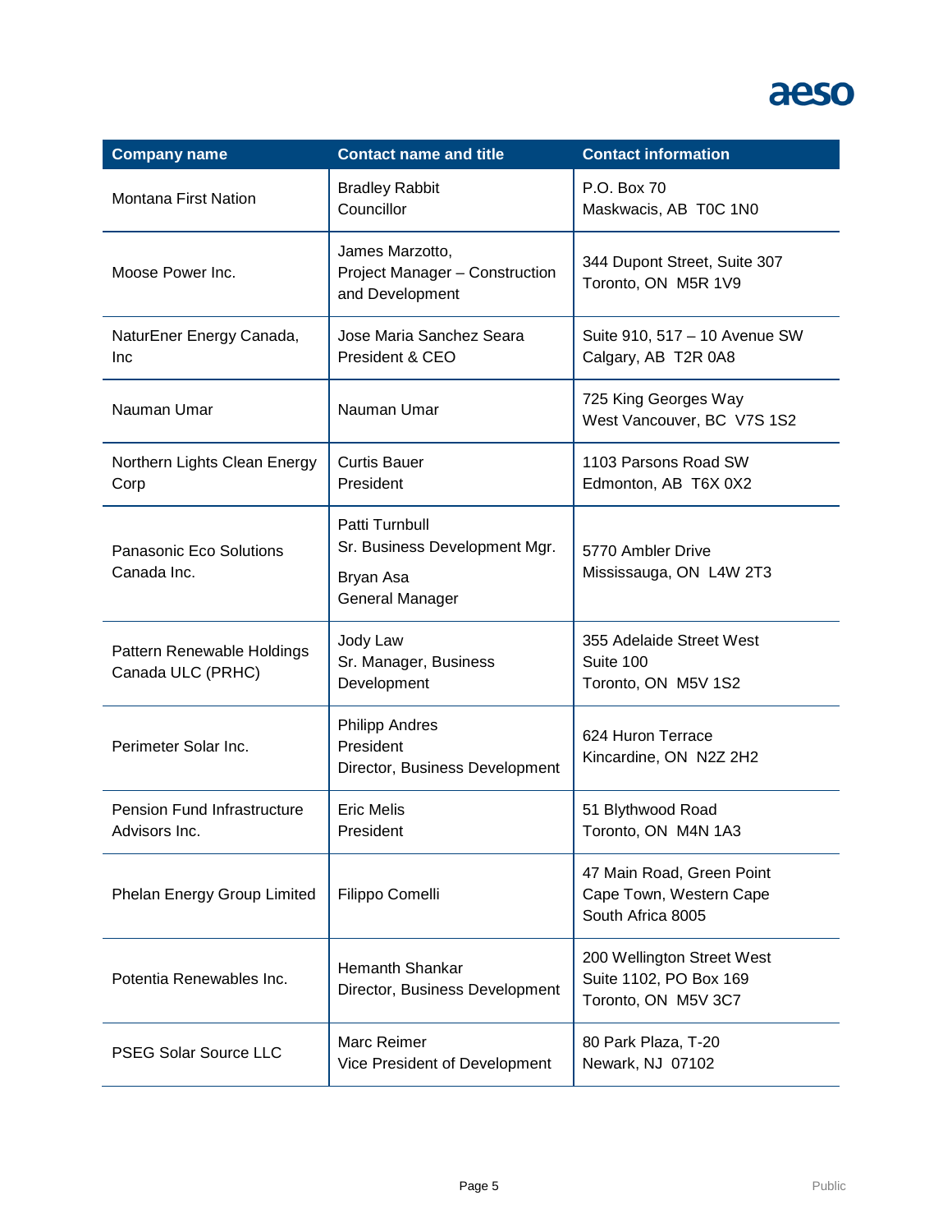| Company name | Contact name and title | Contact information |
| --- | --- | --- |
| Montana First Nation | Bradley Rabbit<br>Councillor | P.O. Box 70<br>Maskwacis, AB  T0C 1N0 |
| Moose Power Inc. | James Marzotto,<br>Project Manager – Construction and Development | 344 Dupont Street, Suite 307<br>Toronto, ON  M5R 1V9 |
| NaturEner Energy Canada, Inc | Jose Maria Sanchez Seara<br>President & CEO | Suite 910, 517 – 10 Avenue SW<br>Calgary, AB  T2R 0A8 |
| Nauman Umar | Nauman Umar | 725 King Georges Way<br>West Vancouver, BC  V7S 1S2 |
| Northern Lights Clean Energy Corp | Curtis Bauer<br>President | 1103 Parsons Road SW<br>Edmonton, AB  T6X 0X2 |
| Panasonic Eco Solutions Canada Inc. | Patti Turnbull<br>Sr. Business Development Mgr.<br>Bryan Asa<br>General Manager | 5770 Ambler Drive<br>Mississauga, ON  L4W 2T3 |
| Pattern Renewable Holdings Canada ULC (PRHC) | Jody Law<br>Sr. Manager, Business Development | 355 Adelaide Street West<br>Suite 100<br>Toronto, ON  M5V 1S2 |
| Perimeter Solar Inc. | Philipp Andres<br>President<br>Director, Business Development | 624 Huron Terrace<br>Kincardine, ON  N2Z 2H2 |
| Pension Fund Infrastructure Advisors Inc. | Eric Melis<br>President | 51 Blythwood Road<br>Toronto, ON  M4N 1A3 |
| Phelan Energy Group Limited | Filippo Comelli | 47 Main Road, Green Point<br>Cape Town, Western Cape<br>South Africa 8005 |
| Potentia Renewables Inc. | Hemanth Shankar<br>Director, Business Development | 200 Wellington Street West<br>Suite 1102, PO Box 169<br>Toronto, ON  M5V 3C7 |
| PSEG Solar Source LLC | Marc Reimer<br>Vice President of Development | 80 Park Plaza, T-20<br>Newark, NJ  07102 |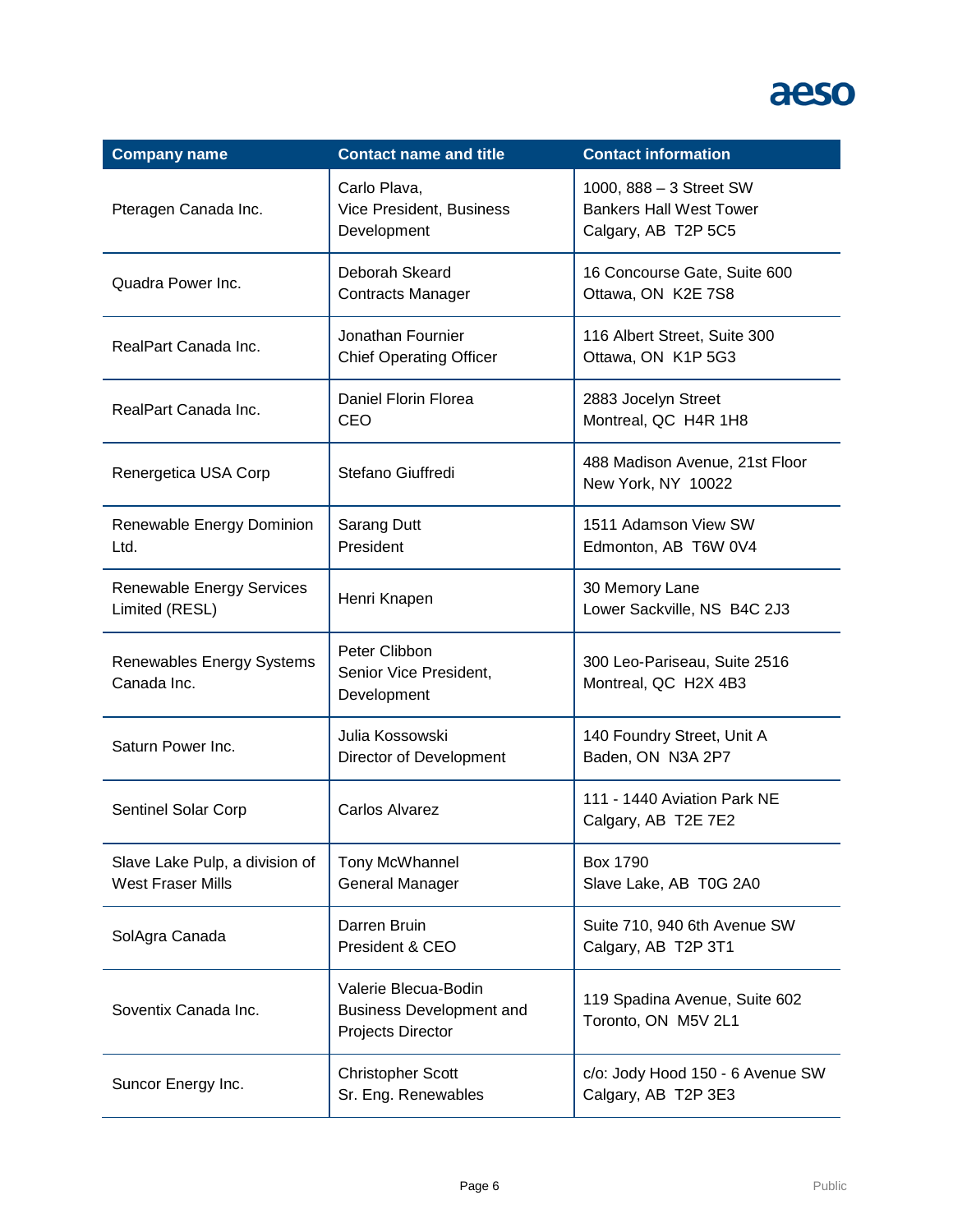| Company name | Contact name and title | Contact information |
|---|---|---|
| Pteragen Canada Inc. | Carlo Plava, Vice President, Business Development | 1000, 888 – 3 Street SW Bankers Hall West Tower Calgary, AB T2P 5C5 |
| Quadra Power Inc. | Deborah Skeard Contracts Manager | 16 Concourse Gate, Suite 600 Ottawa, ON K2E 7S8 |
| RealPart Canada Inc. | Jonathan Fournier Chief Operating Officer | 116 Albert Street, Suite 300 Ottawa, ON K1P 5G3 |
| RealPart Canada Inc. | Daniel Florin Florea CEO | 2883 Jocelyn Street Montreal, QC H4R 1H8 |
| Renergetica USA Corp | Stefano Giuffredi | 488 Madison Avenue, 21st Floor New York, NY 10022 |
| Renewable Energy Dominion Ltd. | Sarang Dutt President | 1511 Adamson View SW Edmonton, AB T6W 0V4 |
| Renewable Energy Services Limited (RESL) | Henri Knapen | 30 Memory Lane Lower Sackville, NS B4C 2J3 |
| Renewables Energy Systems Canada Inc. | Peter Clibbon Senior Vice President, Development | 300 Leo-Pariseau, Suite 2516 Montreal, QC H2X 4B3 |
| Saturn Power Inc. | Julia Kossowski Director of Development | 140 Foundry Street, Unit A Baden, ON N3A 2P7 |
| Sentinel Solar Corp | Carlos Alvarez | 111 - 1440 Aviation Park NE Calgary, AB T2E 7E2 |
| Slave Lake Pulp, a division of West Fraser Mills | Tony McWhannel General Manager | Box 1790 Slave Lake, AB T0G 2A0 |
| SolAgra Canada | Darren Bruin President & CEO | Suite 710, 940 6th Avenue SW Calgary, AB T2P 3T1 |
| Soventix Canada Inc. | Valerie Blecua-Bodin Business Development and Projects Director | 119 Spadina Avenue, Suite 602 Toronto, ON M5V 2L1 |
| Suncor Energy Inc. | Christopher Scott Sr. Eng. Renewables | c/o: Jody Hood 150 - 6 Avenue SW Calgary, AB T2P 3E3 |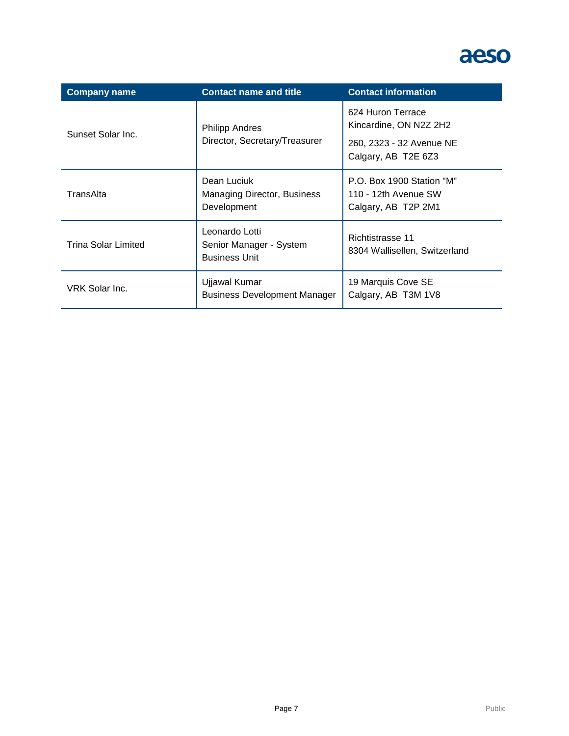| Company name | Contact name and title | Contact information |
|---|---|---|
| Sunset Solar Inc. | Philipp Andres<br>Director, Secretary/Treasurer | 624 Huron Terrace<br>Kincardine, ON N2Z 2H2<br>260, 2323 - 32 Avenue NE<br>Calgary, AB T2E 6Z3 |
| TransAlta | Dean Luciuk<br>Managing Director, Business Development | P.O. Box 1900 Station "M"<br>110 - 12th Avenue SW<br>Calgary, AB T2P 2M1 |
| Trina Solar Limited | Leonardo Lotti<br>Senior Manager - System Business Unit | Richtistrasse 11<br>8304 Wallisellen, Switzerland |
| VRK Solar Inc. | Ujjawal Kumar<br>Business Development Manager | 19 Marquis Cove SE<br>Calgary, AB T3M 1V8 |